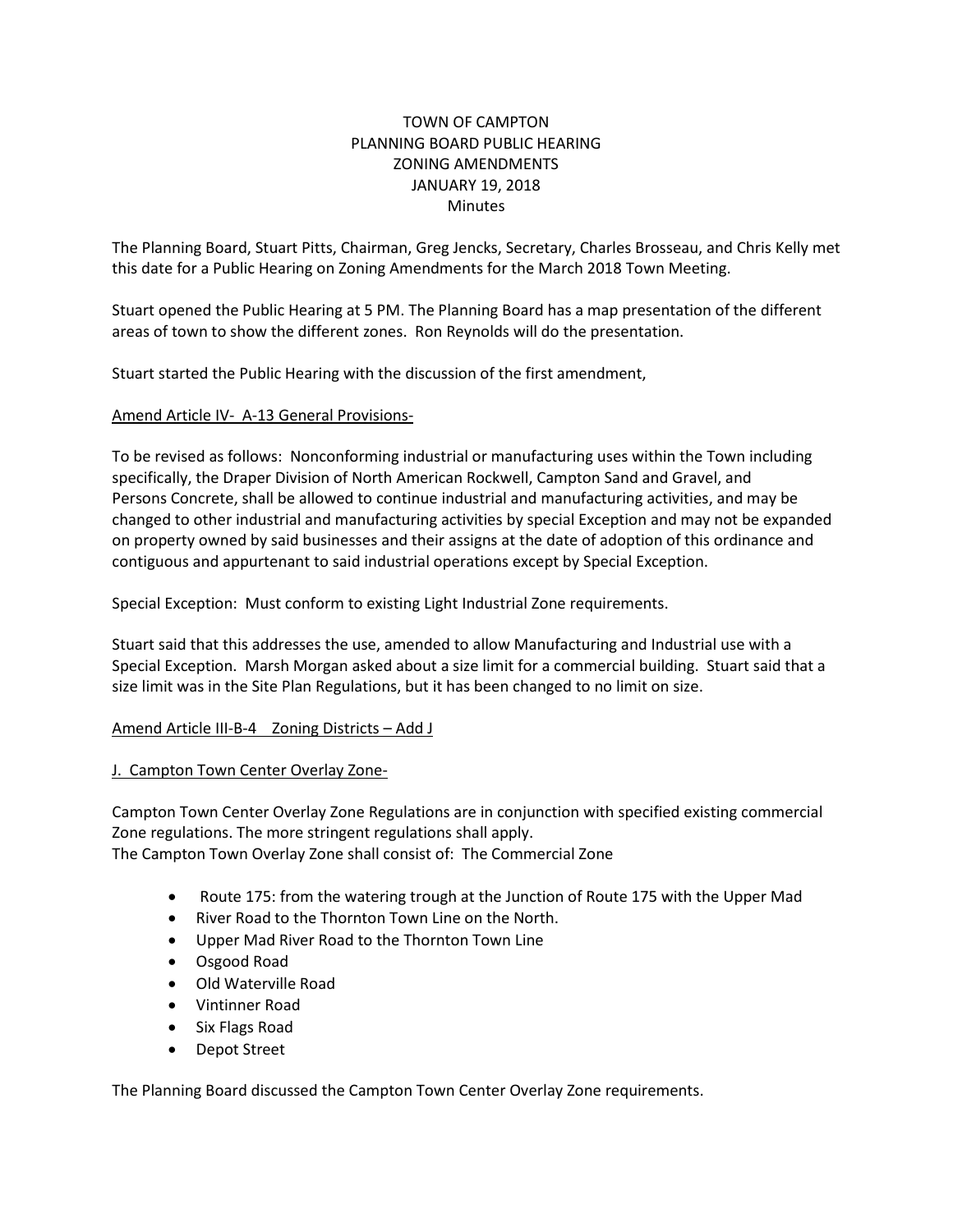# TOWN OF CAMPTON
## PLANNING BOARD PUBLIC HEARING
## ZONING AMENDMENTS
## JANUARY 19, 2018
## Minutes

The Planning Board, Stuart Pitts, Chairman, Greg Jencks, Secretary, Charles Brosseau, and Chris Kelly met this date for a Public Hearing on Zoning Amendments for the March 2018 Town Meeting.

Stuart opened the Public Hearing at 5 PM. The Planning Board has a map presentation of the different areas of town to show the different zones. Ron Reynolds will do the presentation.

Stuart started the Public Hearing with the discussion of the first amendment,

<u>Amend Article IV- A-13 General Provisions-</u>

To be revised as follows: Nonconforming industrial or manufacturing uses within the Town including specifically, the Draper Division of North American Rockwell, Campton Sand and Gravel, and Persons Concrete, shall be allowed to continue industrial and manufacturing activities, and may be changed to other industrial and manufacturing activities by special Exception and may not be expanded on property owned by said businesses and their assigns at the date of adoption of this ordinance and contiguous and appurtenant to said industrial operations except by Special Exception.

Special Exception: Must conform to existing Light Industrial Zone requirements.

Stuart said that this addresses the use, amended to allow Manufacturing and Industrial use with a Special Exception. Marsh Morgan asked about a size limit for a commercial building. Stuart said that a size limit was in the Site Plan Regulations, but it has been changed to no limit on size.

<u>Amend Article III-B-4 Zoning Districts – Add J</u>

<u>J. Campton Town Center Overlay Zone-</u>

Campton Town Center Overlay Zone Regulations are in conjunction with specified existing commercial Zone regulations. The more stringent regulations shall apply.
The Campton Town Overlay Zone shall consist of: The Commercial Zone

- Route 175: from the watering trough at the Junction of Route 175 with the Upper Mad
- River Road to the Thornton Town Line on the North.
- Upper Mad River Road to the Thornton Town Line
- Osgood Road
- Old Waterville Road
- Vintinner Road
- Six Flags Road
- Depot Street

The Planning Board discussed the Campton Town Center Overlay Zone requirements.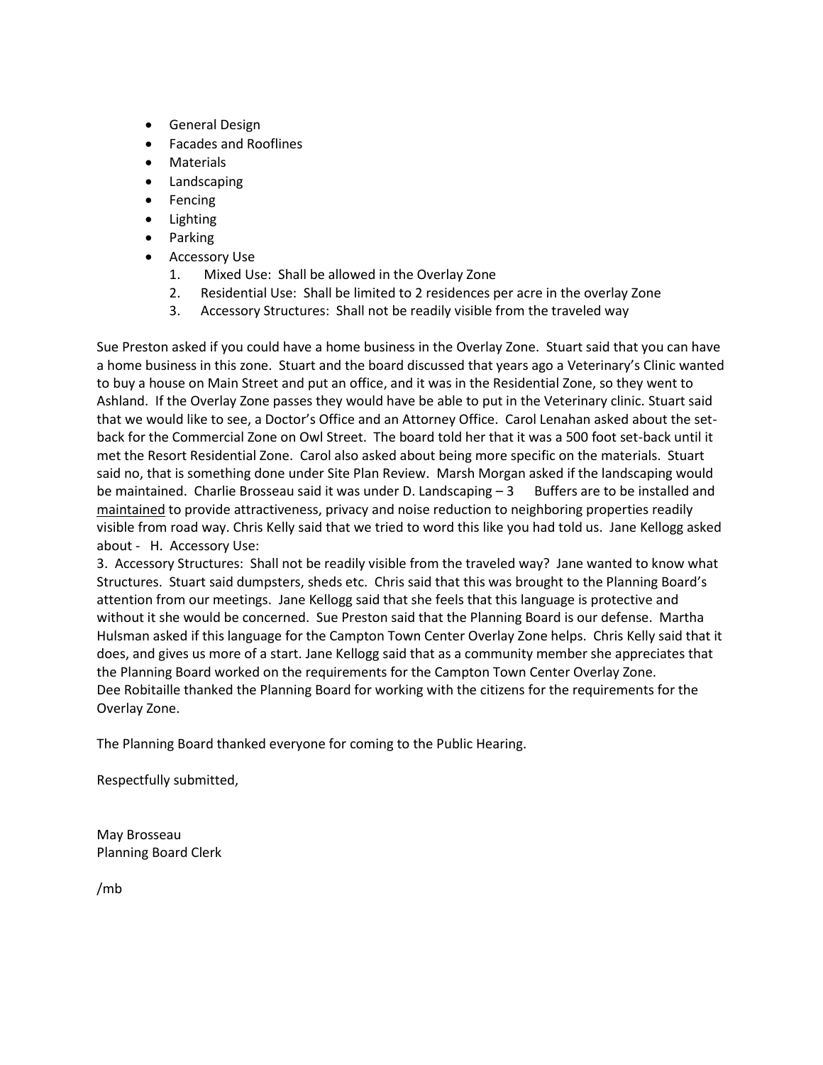- General Design
- Facades and Rooflines
- Materials
- Landscaping
- Fencing
- Lighting
- Parking
- Accessory Use
  1. Mixed Use: Shall be allowed in the Overlay Zone
  2. Residential Use: Shall be limited to 2 residences per acre in the overlay Zone
  3. Accessory Structures: Shall not be readily visible from the traveled way

Sue Preston asked if you could have a home business in the Overlay Zone. Stuart said that you can have a home business in this zone. Stuart and the board discussed that years ago a Veterinary's Clinic wanted to buy a house on Main Street and put an office, and it was in the Residential Zone, so they went to Ashland. If the Overlay Zone passes they would have be able to put in the Veterinary clinic. Stuart said that we would like to see, a Doctor's Office and an Attorney Office. Carol Lenahan asked about the set-back for the Commercial Zone on Owl Street. The board told her that it was a 500 foot set-back until it met the Resort Residential Zone. Carol also asked about being more specific on the materials. Stuart said no, that is something done under Site Plan Review. Marsh Morgan asked if the landscaping would be maintained. Charlie Brosseau said it was under D. Landscaping – 3 Buffers are to be installed and <u>maintained</u> to provide attractiveness, privacy and noise reduction to neighboring properties readily visible from road way. Chris Kelly said that we tried to word this like you had told us. Jane Kellogg asked about - H. Accessory Use:
3. Accessory Structures: Shall not be readily visible from the traveled way? Jane wanted to know what Structures. Stuart said dumpsters, sheds etc. Chris said that this was brought to the Planning Board's attention from our meetings. Jane Kellogg said that she feels that this language is protective and without it she would be concerned. Sue Preston said that the Planning Board is our defense. Martha Hulsman asked if this language for the Campton Town Center Overlay Zone helps. Chris Kelly said that it does, and gives us more of a start. Jane Kellogg said that as a community member she appreciates that the Planning Board worked on the requirements for the Campton Town Center Overlay Zone.
Dee Robitaille thanked the Planning Board for working with the citizens for the requirements for the Overlay Zone.

The Planning Board thanked everyone for coming to the Public Hearing.

Respectfully submitted,

May Brosseau
Planning Board Clerk

/mb